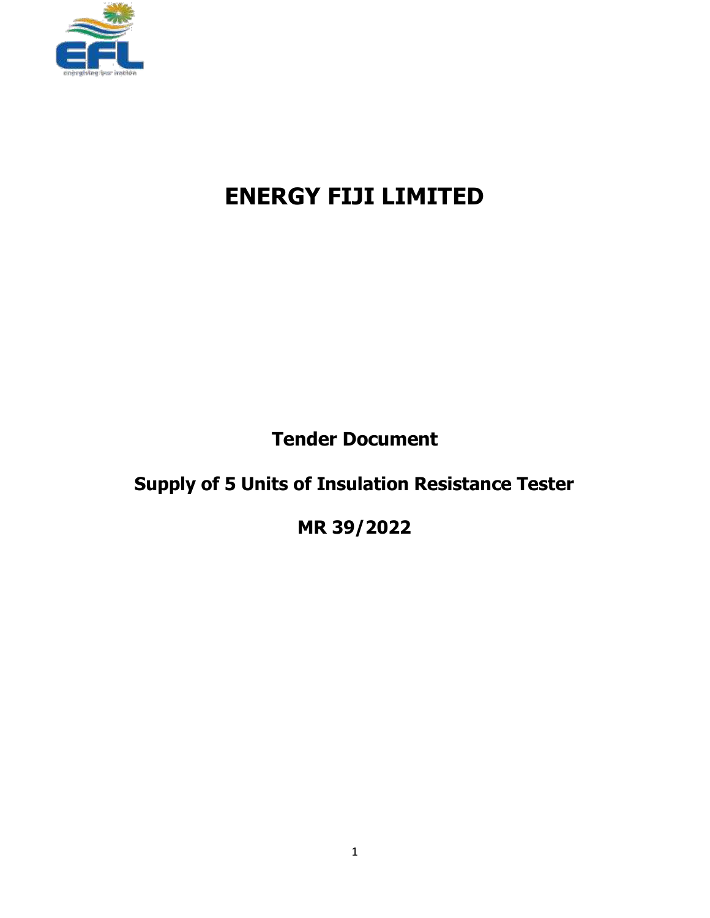# ENERGY FIJI LIMITED

## Tender Document

## Supply of 5 Units of Insulation Resistance Tester

## MR 39/2022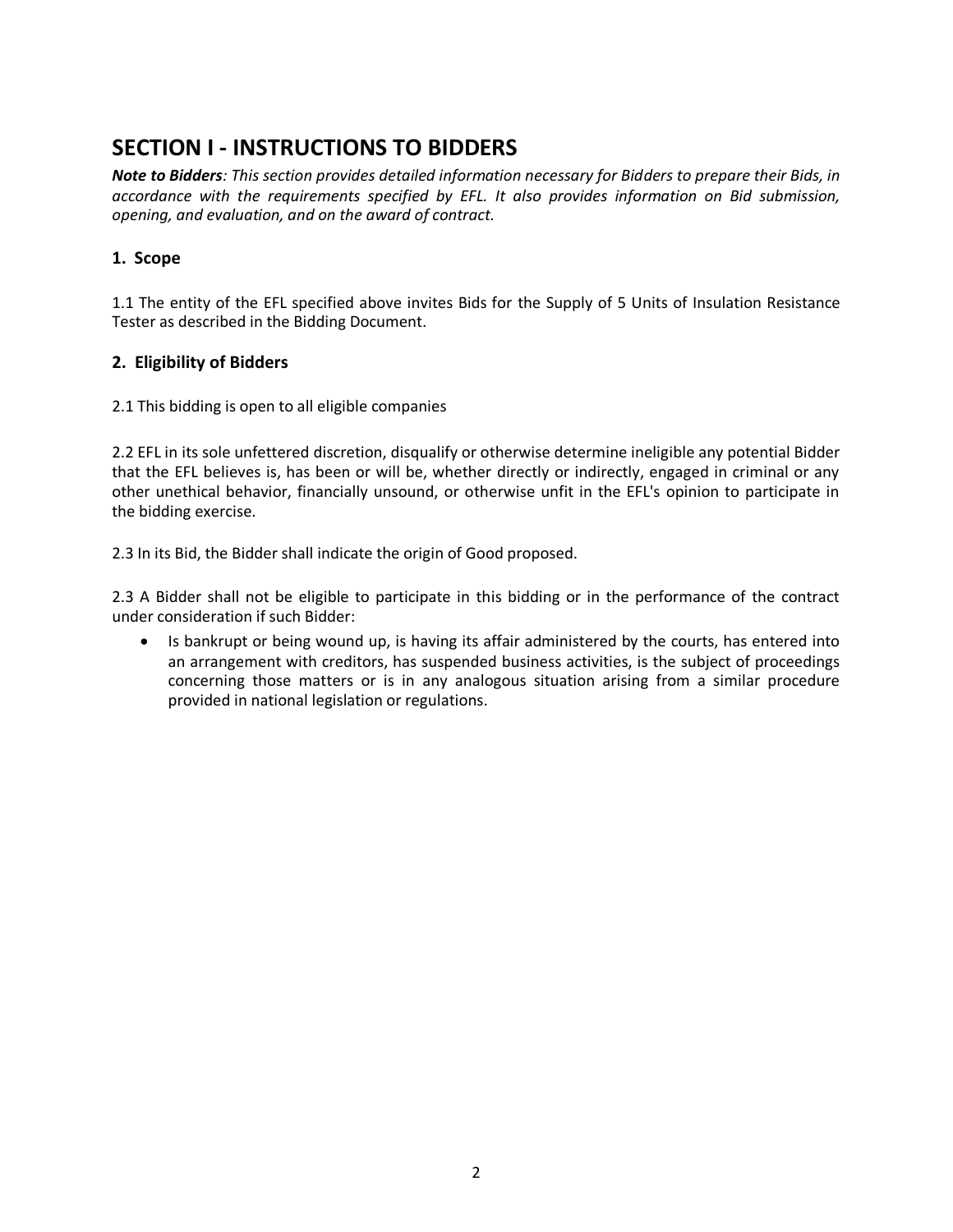# SECTION I - INSTRUCTIONS TO BIDDERS

***Note to Bidders****: This section provides detailed information necessary for Bidders to prepare their Bids, in accordance with the requirements specified by EFL. It also provides information on Bid submission, opening, and evaluation, and on the award of contract.*

### 1. Scope

1.1 The entity of the EFL specified above invites Bids for the Supply of 5 Units of Insulation Resistance Tester as described in the Bidding Document.

### 2. Eligibility of Bidders

2.1 This bidding is open to all eligible companies

2.2 EFL in its sole unfettered discretion, disqualify or otherwise determine ineligible any potential Bidder that the EFL believes is, has been or will be, whether directly or indirectly, engaged in criminal or any other unethical behavior, financially unsound, or otherwise unfit in the EFL's opinion to participate in the bidding exercise.

2.3 In its Bid, the Bidder shall indicate the origin of Good proposed.

2.3 A Bidder shall not be eligible to participate in this bidding or in the performance of the contract under consideration if such Bidder:

- Is bankrupt or being wound up, is having its affair administered by the courts, has entered into an arrangement with creditors, has suspended business activities, is the subject of proceedings concerning those matters or is in any analogous situation arising from a similar procedure provided in national legislation or regulations.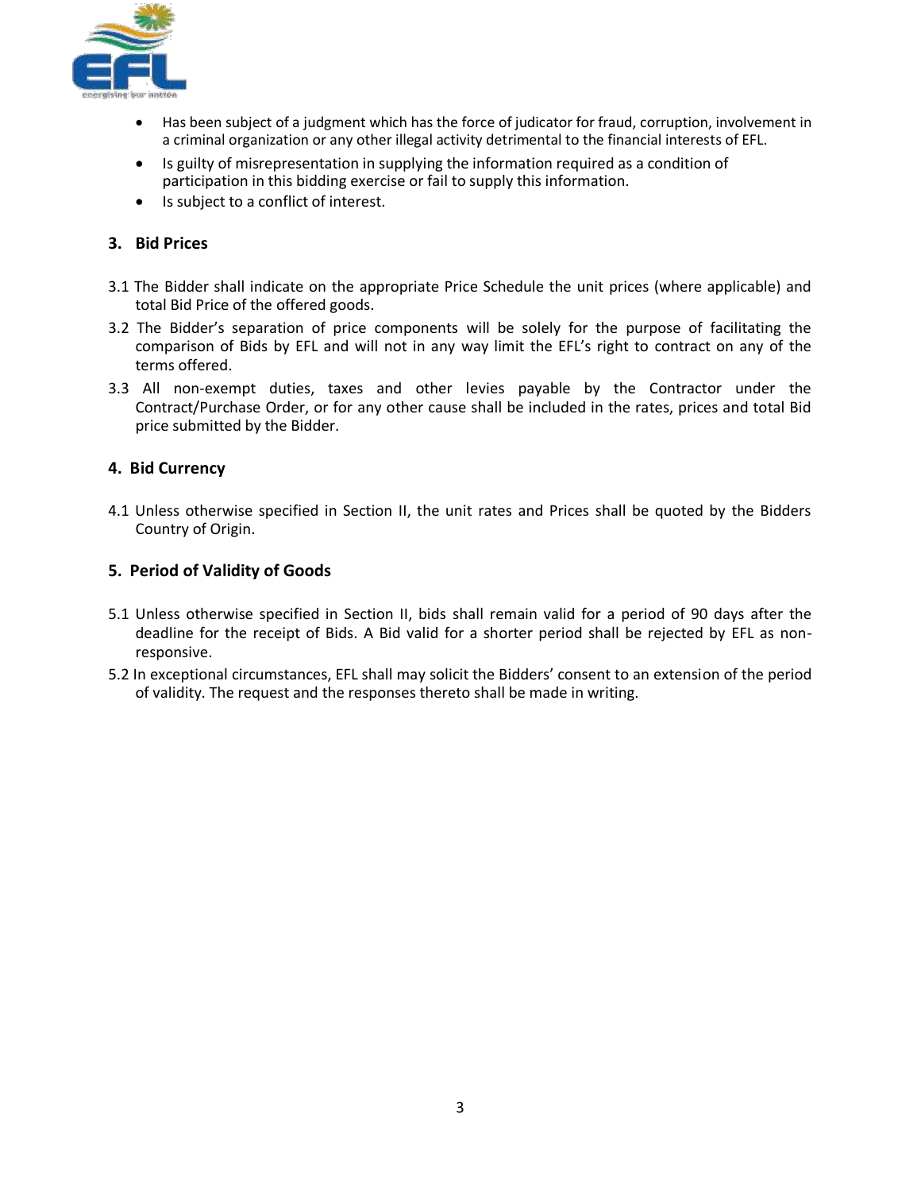- Has been subject of a judgment which has the force of judicator for fraud, corruption, involvement in a criminal organization or any other illegal activity detrimental to the financial interests of EFL.
- Is guilty of misrepresentation in supplying the information required as a condition of participation in this bidding exercise or fail to supply this information.
- Is subject to a conflict of interest.

## 3. Bid Prices

3.1 The Bidder shall indicate on the appropriate Price Schedule the unit prices (where applicable) and total Bid Price of the offered goods.

3.2 The Bidder's separation of price components will be solely for the purpose of facilitating the comparison of Bids by EFL and will not in any way limit the EFL's right to contract on any of the terms offered.

3.3 All non-exempt duties, taxes and other levies payable by the Contractor under the Contract/Purchase Order, or for any other cause shall be included in the rates, prices and total Bid price submitted by the Bidder.

## 4. Bid Currency

4.1 Unless otherwise specified in Section II, the unit rates and Prices shall be quoted by the Bidders Country of Origin.

## 5. Period of Validity of Goods

5.1 Unless otherwise specified in Section II, bids shall remain valid for a period of 90 days after the deadline for the receipt of Bids. A Bid valid for a shorter period shall be rejected by EFL as non-responsive.

5.2 In exceptional circumstances, EFL shall may solicit the Bidders' consent to an extension of the period of validity. The request and the responses thereto shall be made in writing.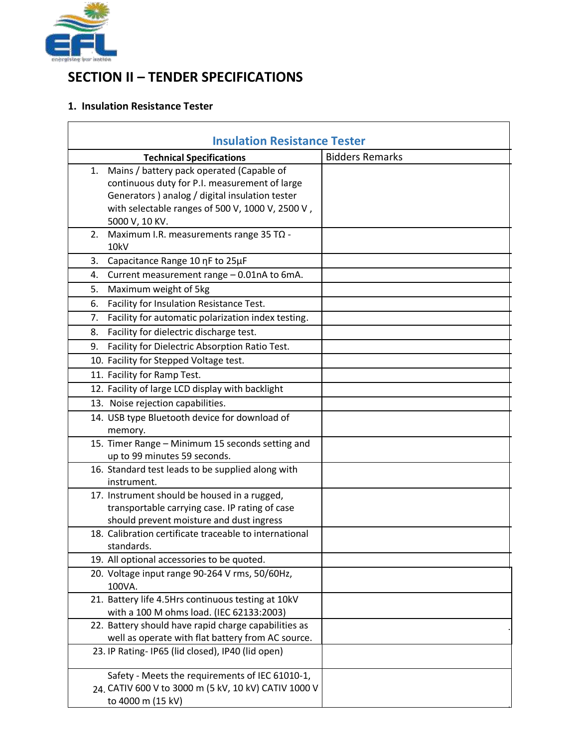# SECTION II – TENDER SPECIFICATIONS

## 1. Insulation Resistance Tester

| Insulation Resistance Tester | |
|---|---|
| **Technical Specifications** | Bidders Remarks |
| 1. Mains / battery pack operated (Capable of continuous duty for P.I. measurement of large Generators ) analog / digital insulation tester with selectable ranges of 500 V, 1000 V, 2500 V , 5000 V, 10 KV. | |
| 2. Maximum I.R. measurements range 35 TΩ - 10kV | |
| 3. Capacitance Range 10 ηF to 25µF | |
| 4. Current measurement range – 0.01nA to 6mA. | |
| 5. Maximum weight of 5kg | |
| 6. Facility for Insulation Resistance Test. | |
| 7. Facility for automatic polarization index testing. | |
| 8. Facility for dielectric discharge test. | |
| 9. Facility for Dielectric Absorption Ratio Test. | |
| 10. Facility for Stepped Voltage test. | |
| 11. Facility for Ramp Test. | |
| 12. Facility of large LCD display with backlight | |
| 13. Noise rejection capabilities. | |
| 14. USB type Bluetooth device for download of memory. | |
| 15. Timer Range – Minimum 15 seconds setting and up to 99 minutes 59 seconds. | |
| 16. Standard test leads to be supplied along with instrument. | |
| 17. Instrument should be housed in a rugged, transportable carrying case. IP rating of case should prevent moisture and dust ingress | |
| 18. Calibration certificate traceable to international standards. | |
| 19. All optional accessories to be quoted. | |
| 20. Voltage input range 90-264 V rms, 50/60Hz, 100VA. | |
| 21. Battery life 4.5Hrs continuous testing at 10kV with a 100 M ohms load. (IEC 62133:2003) | |
| 22. Battery should have rapid charge capabilities as well as operate with flat battery from AC source. | |
| 23. IP Rating- IP65 (lid closed), IP40 (lid open) | |
| 24. Safety - Meets the requirements of IEC 61010-1, CATIV 600 V to 3000 m (5 kV, 10 kV) CATIV 1000 V to 4000 m (15 kV) | |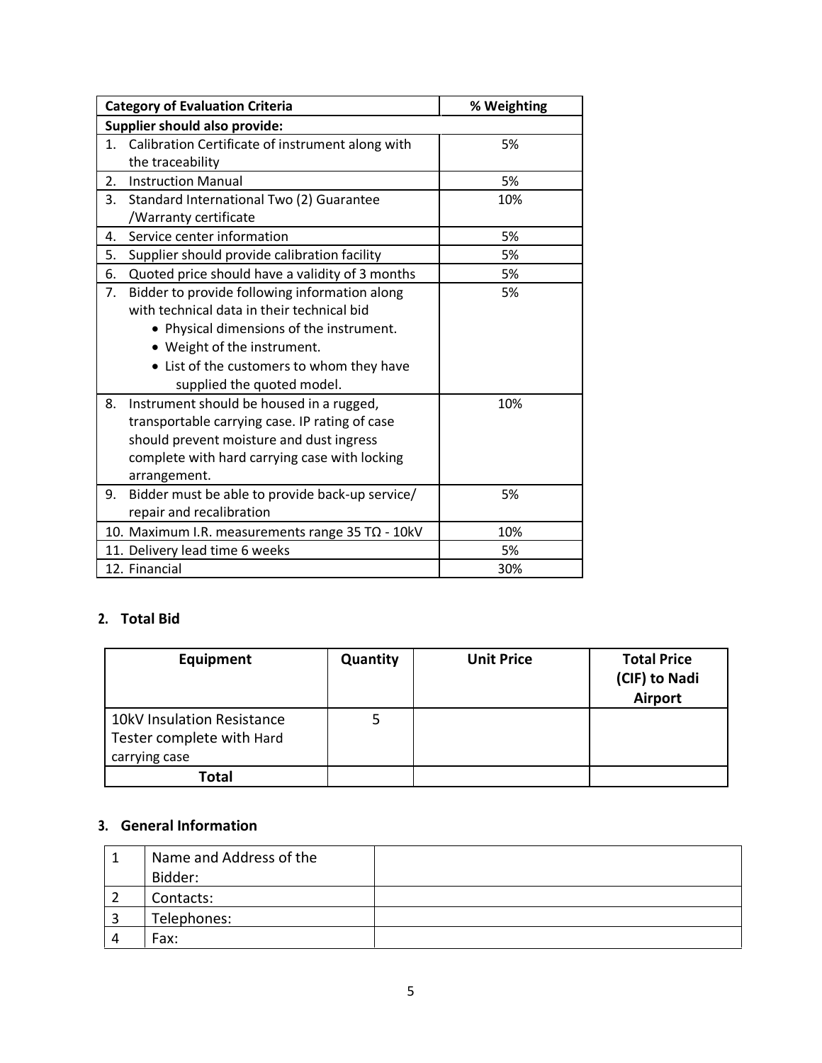| Category of Evaluation Criteria | % Weighting |
| --- | --- |
| **Supplier should also provide:** | |
| 1. Calibration Certificate of instrument along with the traceability | 5% |
| 2. Instruction Manual | 5% |
| 3. Standard International Two (2) Guarantee /Warranty certificate | 10% |
| 4. Service center information | 5% |
| 5. Supplier should provide calibration facility | 5% |
| 6. Quoted price should have a validity of 3 months | 5% |
| 7. Bidder to provide following information along with technical data in their technical bid<br>• Physical dimensions of the instrument.<br>• Weight of the instrument.<br>• List of the customers to whom they have supplied the quoted model. | 5% |
| 8. Instrument should be housed in a rugged, transportable carrying case. IP rating of case should prevent moisture and dust ingress complete with hard carrying case with locking arrangement. | 10% |
| 9. Bidder must be able to provide back-up service/ repair and recalibration | 5% |
| 10. Maximum I.R. measurements range 35 TΩ - 10kV | 10% |
| 11. Delivery lead time 6 weeks | 5% |
| 12. Financial | 30% |

## 2. Total Bid

| Equipment | Quantity | Unit Price | Total Price (CIF) to Nadi Airport |
| --- | --- | --- | --- |
| 10kV Insulation Resistance Tester complete with Hard carrying case | 5 | | |
| **Total** | | | |

## 3. General Information

| | | |
| --- | --- | --- |
| 1 | Name and Address of the Bidder: | |
| 2 | Contacts: | |
| 3 | Telephones: | |
| 4 | Fax: | |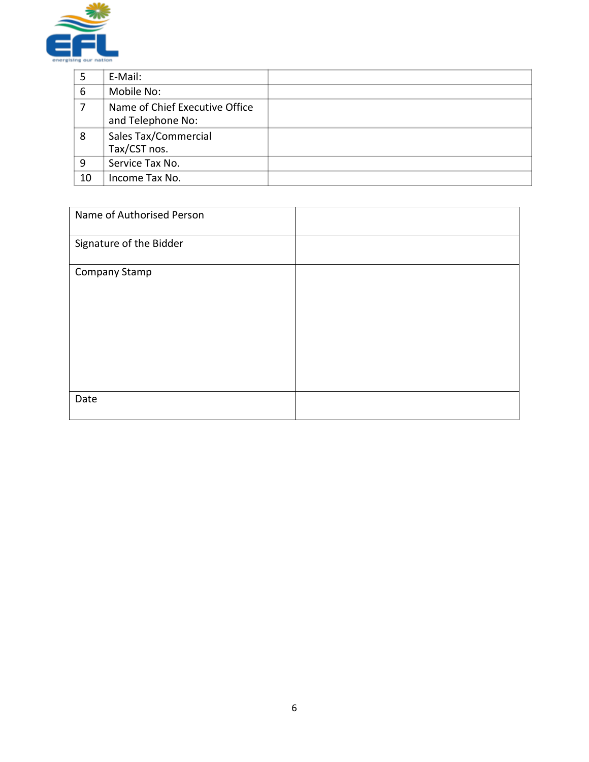| | | |
|---|---|---|
| 5 | E-Mail: | |
| 6 | Mobile No: | |
| 7 | Name of Chief Executive Office and Telephone No: | |
| 8 | Sales Tax/Commercial Tax/CST nos. | |
| 9 | Service Tax No. | |
| 10 | Income Tax No. | |

| | |
|---|---|
| Name of Authorised Person | |
| Signature of the Bidder | |
| Company Stamp | |
| Date | |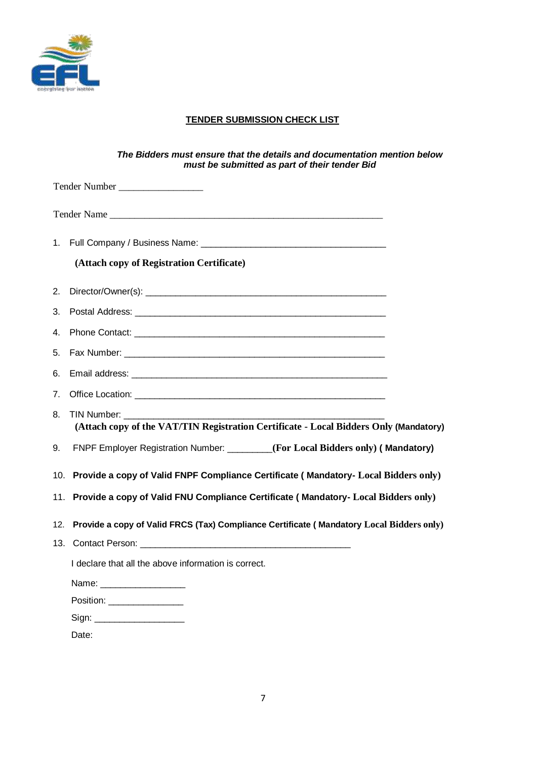**<u>TENDER SUBMISSION CHECK LIST</u>**

***The Bidders must ensure that the details and documentation mention below must be submitted as part of their tender Bid***

Tender Number ________________

Tender Name ________________________________________________________

1. Full Company / Business Name: ______________________________________

   **(Attach copy of Registration Certificate)**

2. Director/Owner(s): ________________________________________________
3. Postal Address: __________________________________________________
4. Phone Contact: __________________________________________________
5. Fax Number: ____________________________________________________
6. Email address: __________________________________________________
7. Office Location: _________________________________________________
8. TIN Number: ____________________________________________________

   **(Attach copy of the VAT/TIN Registration Certificate - Local Bidders Only (Mandatory)**

9. FNPF Employer Registration Number: _________**(For Local Bidders only) ( Mandatory)**
10. **Provide a copy of Valid FNPF Compliance Certificate ( Mandatory- Local Bidders only)**
11. **Provide a copy of Valid FNU Compliance Certificate ( Mandatory- Local Bidders only)**
12. **Provide a copy of Valid FRCS (Tax) Compliance Certificate ( Mandatory Local Bidders only)**
13. Contact Person: ___________________________________________

I declare that all the above information is correct.

Name: ________________

Position: _______________

Sign: __________________

Date: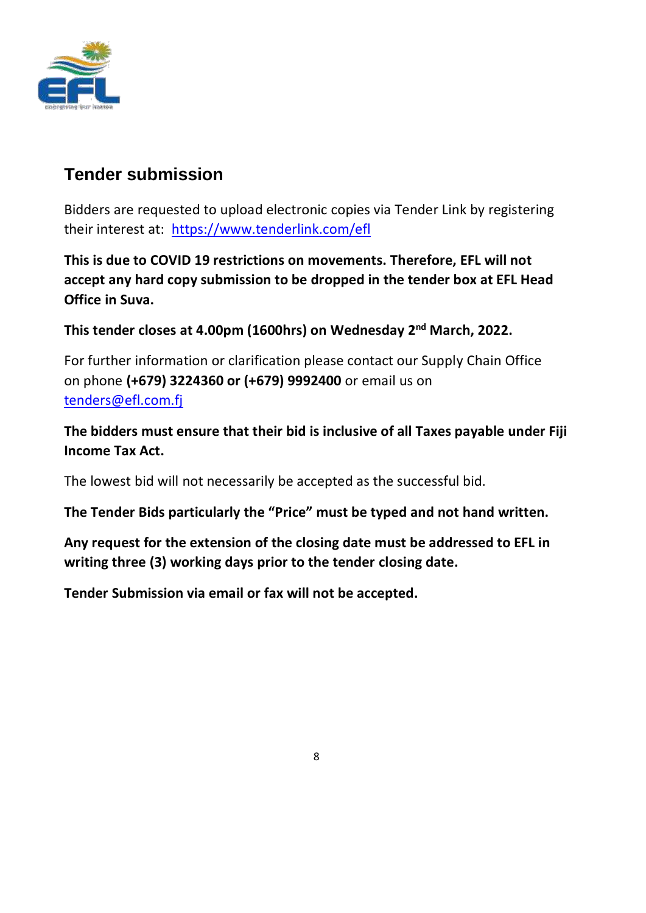## Tender submission

Bidders are requested to upload electronic copies via Tender Link by registering their interest at: https://www.tenderlink.com/efl

**This is due to COVID 19 restrictions on movements. Therefore, EFL will not accept any hard copy submission to be dropped in the tender box at EFL Head Office in Suva.**

**This tender closes at 4.00pm (1600hrs) on Wednesday 2nd March, 2022.**

For further information or clarification please contact our Supply Chain Office on phone **(+679) 3224360 or (+679) 9992400** or email us on tenders@efl.com.fj

**The bidders must ensure that their bid is inclusive of all Taxes payable under Fiji Income Tax Act.**

The lowest bid will not necessarily be accepted as the successful bid.

**The Tender Bids particularly the "Price" must be typed and not hand written.**

**Any request for the extension of the closing date must be addressed to EFL in writing three (3) working days prior to the tender closing date.**

**Tender Submission via email or fax will not be accepted.**